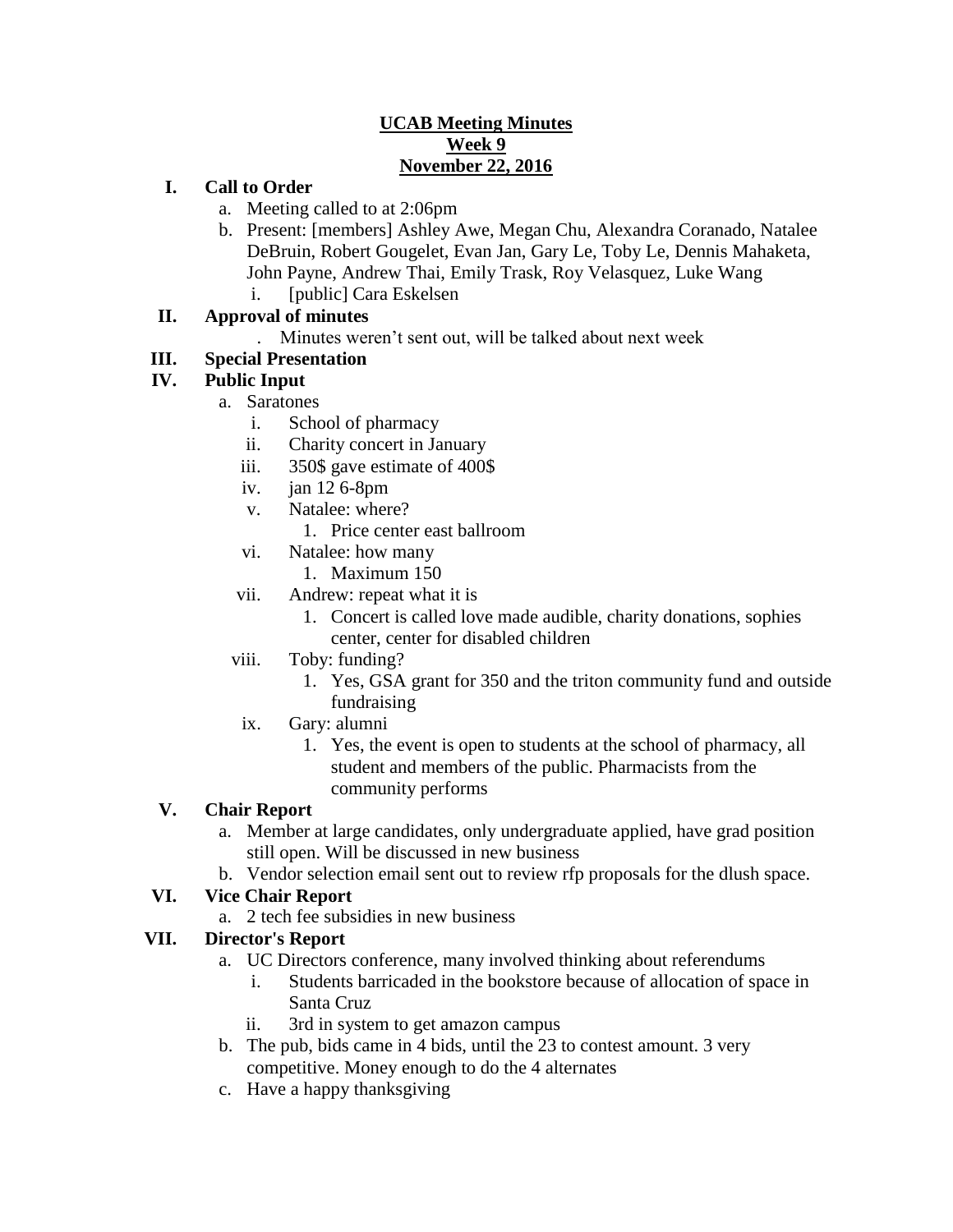# UCAB Meeting Minutes
## Week 9
## November 22, 2016

**I. Call to Order**

a. Meeting called to at 2:06pm

b. Present: [members] Ashley Awe, Megan Chu, Alexandra Coranado, Natalee DeBruin, Robert Gougelet, Evan Jan, Gary Le, Toby Le, Dennis Mahaketa, John Payne, Andrew Thai, Emily Trask, Roy Velasquez, Luke Wang

   i. [public] Cara Eskelsen

**II. Approval of minutes**

. Minutes weren't sent out, will be talked about next week

**III. Special Presentation**

**IV. Public Input**

a. Saratones

   i. School of pharmacy

   ii. Charity concert in January

   iii. 350$ gave estimate of 400$

   iv. jan 12 6-8pm

   v. Natalee: where?

      1. Price center east ballroom

   vi. Natalee: how many

      1. Maximum 150

   vii. Andrew: repeat what it is

      1. Concert is called love made audible, charity donations, sophies center, center for disabled children

   viii. Toby: funding?

      1. Yes, GSA grant for 350 and the triton community fund and outside fundraising

   ix. Gary: alumni

      1. Yes, the event is open to students at the school of pharmacy, all student and members of the public. Pharmacists from the community performs

**V. Chair Report**

a. Member at large candidates, only undergraduate applied, have grad position still open. Will be discussed in new business

b. Vendor selection email sent out to review rfp proposals for the dlush space.

**VI. Vice Chair Report**

a. 2 tech fee subsidies in new business

**VII. Director's Report**

a. UC Directors conference, many involved thinking about referendums

   i. Students barricaded in the bookstore because of allocation of space in Santa Cruz

   ii. 3rd in system to get amazon campus

b. The pub, bids came in 4 bids, until the 23 to contest amount. 3 very competitive. Money enough to do the 4 alternates

c. Have a happy thanksgiving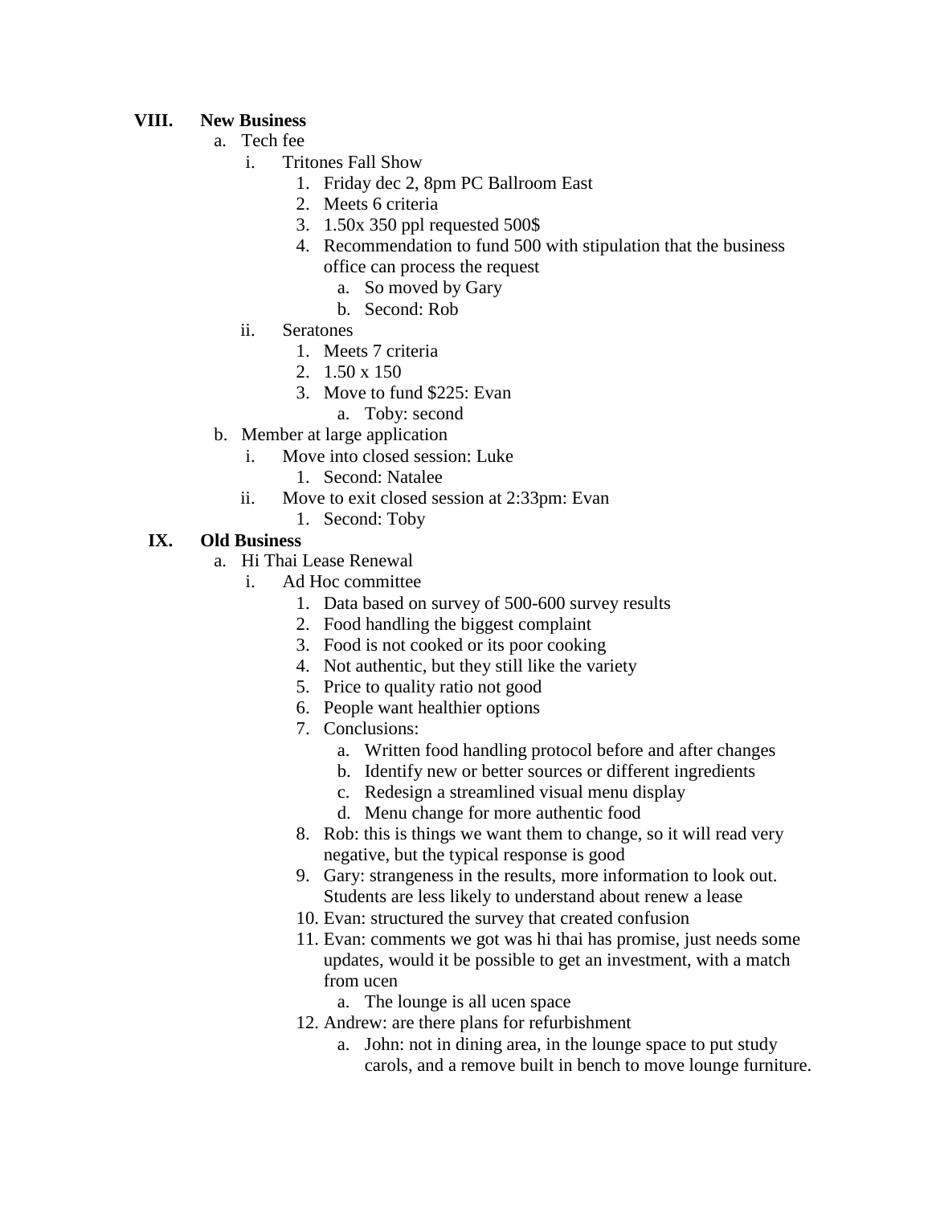## VIII. New Business

a. Tech fee
   i. Tritones Fall Show
      1. Friday dec 2, 8pm PC Ballroom East
      2. Meets 6 criteria
      3. 1.50x 350 ppl requested 500$
      4. Recommendation to fund 500 with stipulation that the business office can process the request
         a. So moved by Gary
         b. Second: Rob
   ii. Seratones
      1. Meets 7 criteria
      2. 1.50 x 150
      3. Move to fund $225: Evan
         a. Toby: second

b. Member at large application
   i. Move into closed session: Luke
      1. Second: Natalee
   ii. Move to exit closed session at 2:33pm: Evan
      1. Second: Toby

## IX. Old Business

a. Hi Thai Lease Renewal
   i. Ad Hoc committee
      1. Data based on survey of 500-600 survey results
      2. Food handling the biggest complaint
      3. Food is not cooked or its poor cooking
      4. Not authentic, but they still like the variety
      5. Price to quality ratio not good
      6. People want healthier options
      7. Conclusions:
         a. Written food handling protocol before and after changes
         b. Identify new or better sources or different ingredients
         c. Redesign a streamlined visual menu display
         d. Menu change for more authentic food
      8. Rob: this is things we want them to change, so it will read very negative, but the typical response is good
      9. Gary: strangeness in the results, more information to look out. Students are less likely to understand about renew a lease
      10. Evan: structured the survey that created confusion
      11. Evan: comments we got was hi thai has promise, just needs some updates, would it be possible to get an investment, with a match from ucen
         a. The lounge is all ucen space
      12. Andrew: are there plans for refurbishment
         a. John: not in dining area, in the lounge space to put study carols, and a remove built in bench to move lounge furniture.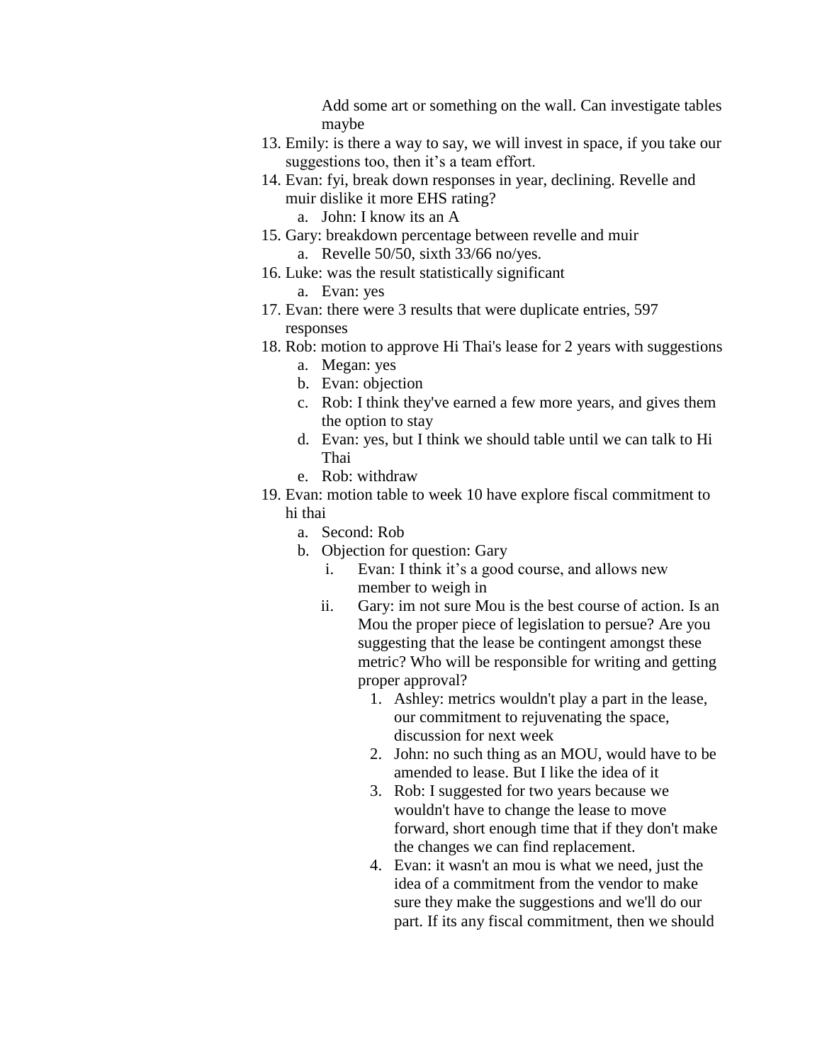Add some art or something on the wall. Can investigate tables maybe

13. Emily: is there a way to say, we will invest in space, if you take our suggestions too, then it's a team effort.
14. Evan: fyi, break down responses in year, declining. Revelle and muir dislike it more EHS rating?
    a. John: I know its an A
15. Gary: breakdown percentage between revelle and muir
    a. Revelle 50/50, sixth 33/66 no/yes.
16. Luke: was the result statistically significant
    a. Evan: yes
17. Evan: there were 3 results that were duplicate entries, 597 responses
18. Rob: motion to approve Hi Thai's lease for 2 years with suggestions
    a. Megan: yes
    b. Evan: objection
    c. Rob: I think they've earned a few more years, and gives them the option to stay
    d. Evan: yes, but I think we should table until we can talk to Hi Thai
    e. Rob: withdraw
19. Evan: motion table to week 10 have explore fiscal commitment to hi thai
    a. Second: Rob
    b. Objection for question: Gary
        i. Evan: I think it's a good course, and allows new member to weigh in
        ii. Gary: im not sure Mou is the best course of action. Is an Mou the proper piece of legislation to persue? Are you suggesting that the lease be contingent amongst these metric? Who will be responsible for writing and getting proper approval?
            1. Ashley: metrics wouldn't play a part in the lease, our commitment to rejuvenating the space, discussion for next week
            2. John: no such thing as an MOU, would have to be amended to lease. But I like the idea of it
            3. Rob: I suggested for two years because we wouldn't have to change the lease to move forward, short enough time that if they don't make the changes we can find replacement.
            4. Evan: it wasn't an mou is what we need, just the idea of a commitment from the vendor to make sure they make the suggestions and we'll do our part. If its any fiscal commitment, then we should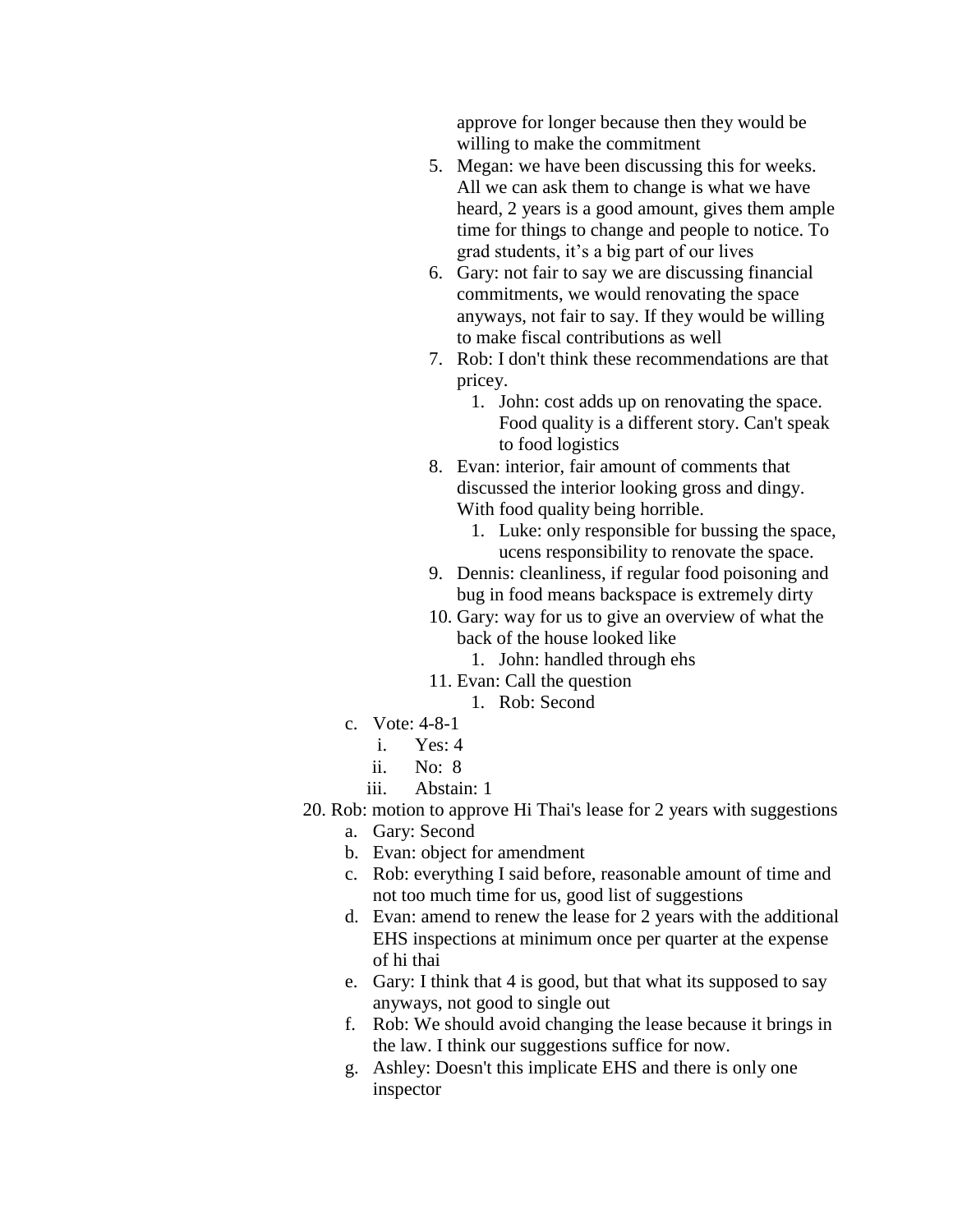approve for longer because then they would be willing to make the commitment

5. Megan: we have been discussing this for weeks. All we can ask them to change is what we have heard, 2 years is a good amount, gives them ample time for things to change and people to notice. To grad students, it's a big part of our lives
6. Gary: not fair to say we are discussing financial commitments, we would renovating the space anyways, not fair to say. If they would be willing to make fiscal contributions as well
7. Rob: I don't think these recommendations are that pricey.
   1. John: cost adds up on renovating the space. Food quality is a different story. Can't speak to food logistics
8. Evan: interior, fair amount of comments that discussed the interior looking gross and dingy. With food quality being horrible.
   1. Luke: only responsible for bussing the space, ucens responsibility to renovate the space.
9. Dennis: cleanliness, if regular food poisoning and bug in food means backspace is extremely dirty
10. Gary: way for us to give an overview of what the back of the house looked like
    1. John: handled through ehs
11. Evan: Call the question
    1. Rob: Second

c. Vote: 4-8-1
   i. Yes: 4
   ii. No: 8
   iii. Abstain: 1

20. Rob: motion to approve Hi Thai's lease for 2 years with suggestions
    a. Gary: Second
    b. Evan: object for amendment
    c. Rob: everything I said before, reasonable amount of time and not too much time for us, good list of suggestions
    d. Evan: amend to renew the lease for 2 years with the additional EHS inspections at minimum once per quarter at the expense of hi thai
    e. Gary: I think that 4 is good, but that what its supposed to say anyways, not good to single out
    f. Rob: We should avoid changing the lease because it brings in the law. I think our suggestions suffice for now.
    g. Ashley: Doesn't this implicate EHS and there is only one inspector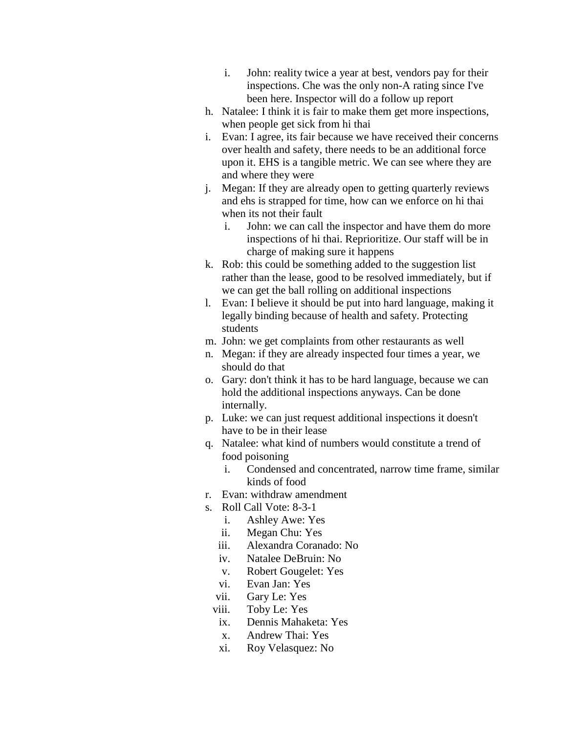i. John: reality twice a year at best, vendors pay for their inspections. Che was the only non-A rating since I've been here. Inspector will do a follow up report

h. Natalee: I think it is fair to make them get more inspections, when people get sick from hi thai
i. Evan: I agree, its fair because we have received their concerns over health and safety, there needs to be an additional force upon it. EHS is a tangible metric. We can see where they are and where they were
j. Megan: If they are already open to getting quarterly reviews and ehs is strapped for time, how can we enforce on hi thai when its not their fault
   i. John: we can call the inspector and have them do more inspections of hi thai. Reprioritize. Our staff will be in charge of making sure it happens
k. Rob: this could be something added to the suggestion list rather than the lease, good to be resolved immediately, but if we can get the ball rolling on additional inspections
l. Evan: I believe it should be put into hard language, making it legally binding because of health and safety. Protecting students
m. John: we get complaints from other restaurants as well
n. Megan: if they are already inspected four times a year, we should do that
o. Gary: don't think it has to be hard language, because we can hold the additional inspections anyways. Can be done internally.
p. Luke: we can just request additional inspections it doesn't have to be in their lease
q. Natalee: what kind of numbers would constitute a trend of food poisoning
   i. Condensed and concentrated, narrow time frame, similar kinds of food
r. Evan: withdraw amendment
s. Roll Call Vote: 8-3-1
   i. Ashley Awe: Yes
   ii. Megan Chu: Yes
   iii. Alexandra Coranado: No
   iv. Natalee DeBruin: No
   v. Robert Gougelet: Yes
   vi. Evan Jan: Yes
   vii. Gary Le: Yes
   viii. Toby Le: Yes
   ix. Dennis Mahaketa: Yes
   x. Andrew Thai: Yes
   xi. Roy Velasquez: No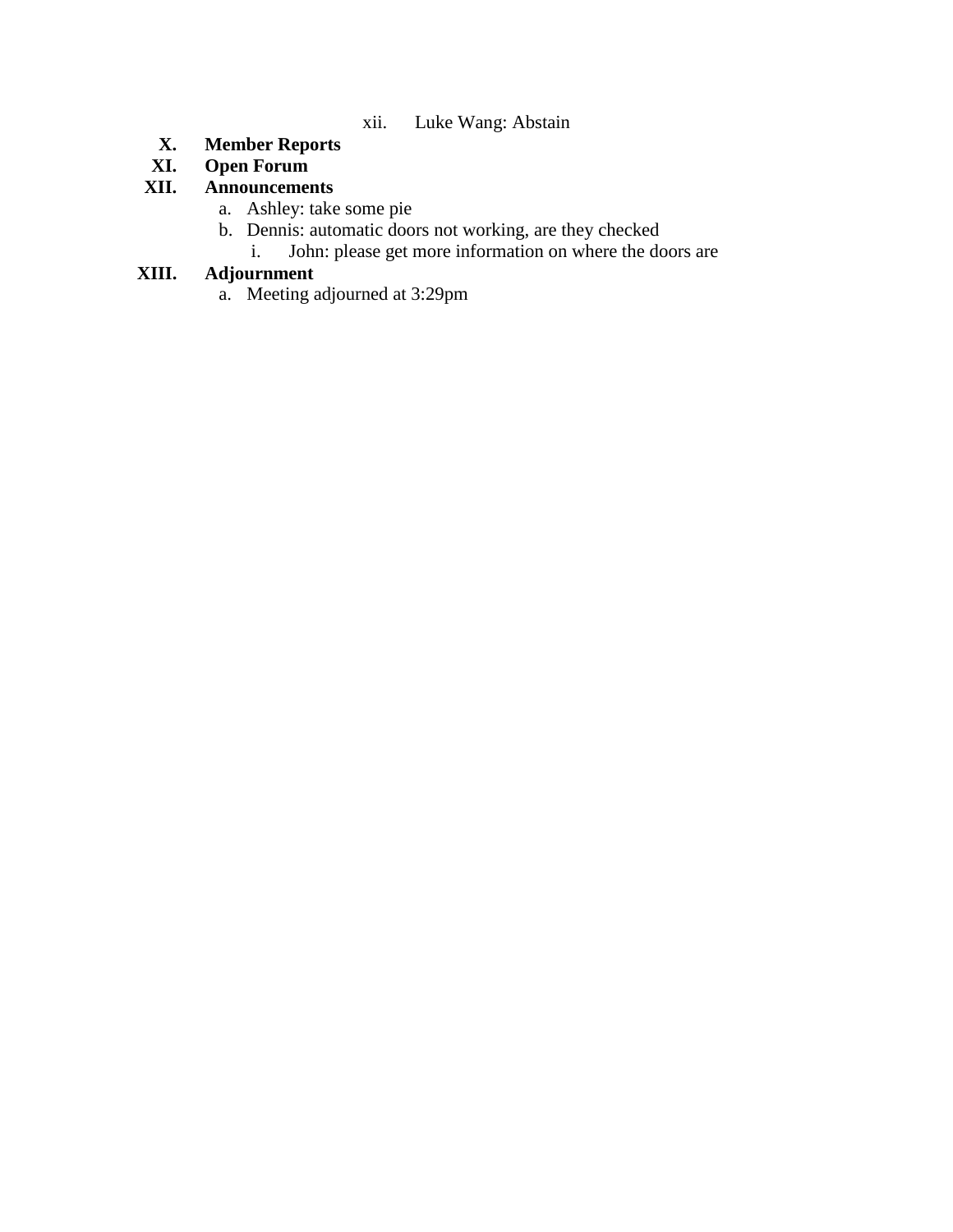xii. Luke Wang: Abstain

X. **Member Reports**

XI. **Open Forum**

XII. **Announcements**
   a. Ashley: take some pie
   b. Dennis: automatic doors not working, are they checked
      i. John: please get more information on where the doors are

XIII. **Adjournment**
   a. Meeting adjourned at 3:29pm